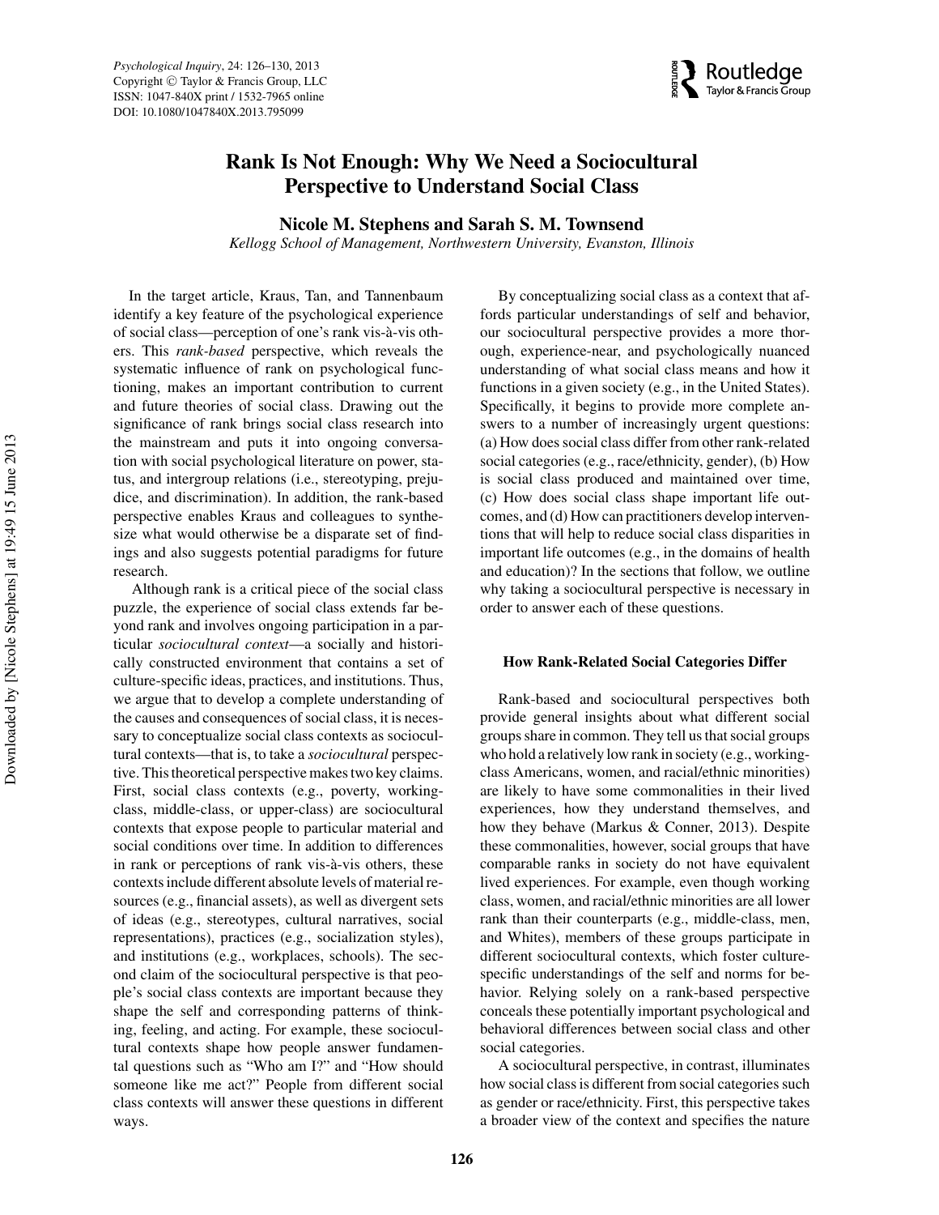# Rank Is Not Enough: Why We Need a Sociocultural Perspective to Understand Social Class

**Nicole M. Stephens and Sarah S. M. Townsend**

*Kellogg School of Management, Northwestern University, Evanston, Illinois*

In the target article, Kraus, Tan, and Tannenbaum identify a key feature of the psychological experience of social class—perception of one's rank vis-à-vis others. This *rank-based* perspective, which reveals the systematic influence of rank on psychological functioning, makes an important contribution to current and future theories of social class. Drawing out the significance of rank brings social class research into the mainstream and puts it into ongoing conversation with social psychological literature on power, status, and intergroup relations (i.e., stereotyping, prejudice, and discrimination). In addition, the rank-based perspective enables Kraus and colleagues to synthesize what would otherwise be a disparate set of findings and also suggests potential paradigms for future research.

Although rank is a critical piece of the social class puzzle, the experience of social class extends far beyond rank and involves ongoing participation in a particular *sociocultural context*—a socially and historically constructed environment that contains a set of culture-specific ideas, practices, and institutions. Thus, we argue that to develop a complete understanding of the causes and consequences of social class, it is necessary to conceptualize social class contexts as sociocultural contexts—that is, to take a *sociocultural* perspective. This theoretical perspective makes two key claims. First, social class contexts (e.g., poverty, working-class, middle-class, or upper-class) are sociocultural contexts that expose people to particular material and social conditions over time. In addition to differences in rank or perceptions of rank vis-à-vis others, these contexts include different absolute levels of material resources (e.g., financial assets), as well as divergent sets of ideas (e.g., stereotypes, cultural narratives, social representations), practices (e.g., socialization styles), and institutions (e.g., workplaces, schools). The second claim of the sociocultural perspective is that people's social class contexts are important because they shape the self and corresponding patterns of thinking, feeling, and acting. For example, these sociocultural contexts shape how people answer fundamental questions such as "Who am I?" and "How should someone like me act?" People from different social class contexts will answer these questions in different ways.

By conceptualizing social class as a context that affords particular understandings of self and behavior, our sociocultural perspective provides a more thorough, experience-near, and psychologically nuanced understanding of what social class means and how it functions in a given society (e.g., in the United States). Specifically, it begins to provide more complete answers to a number of increasingly urgent questions: (a) How does social class differ from other rank-related social categories (e.g., race/ethnicity, gender), (b) How is social class produced and maintained over time, (c) How does social class shape important life outcomes, and (d) How can practitioners develop interventions that will help to reduce social class disparities in important life outcomes (e.g., in the domains of health and education)? In the sections that follow, we outline why taking a sociocultural perspective is necessary in order to answer each of these questions.

### How Rank-Related Social Categories Differ

Rank-based and sociocultural perspectives both provide general insights about what different social groups share in common. They tell us that social groups who hold a relatively low rank in society (e.g., working-class Americans, women, and racial/ethnic minorities) are likely to have some commonalities in their lived experiences, how they understand themselves, and how they behave (Markus & Conner, 2013). Despite these commonalities, however, social groups that have comparable ranks in society do not have equivalent lived experiences. For example, even though working class, women, and racial/ethnic minorities are all lower rank than their counterparts (e.g., middle-class, men, and Whites), members of these groups participate in different sociocultural contexts, which foster culture-specific understandings of the self and norms for behavior. Relying solely on a rank-based perspective conceals these potentially important psychological and behavioral differences between social class and other social categories.

A sociocultural perspective, in contrast, illuminates how social class is different from social categories such as gender or race/ethnicity. First, this perspective takes a broader view of the context and specifies the nature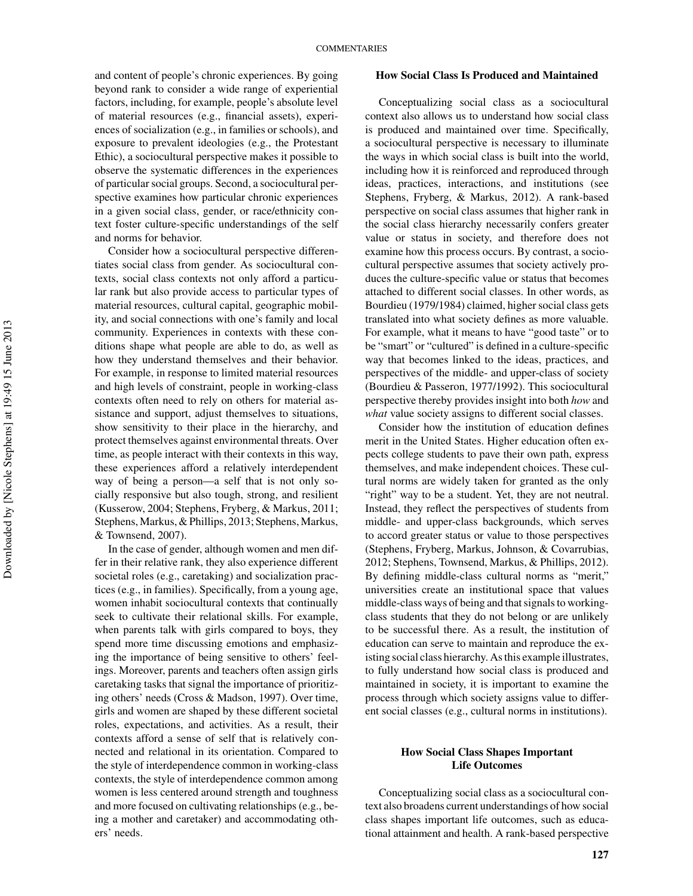and content of people's chronic experiences. By going beyond rank to consider a wide range of experiential factors, including, for example, people's absolute level of material resources (e.g., financial assets), experiences of socialization (e.g., in families or schools), and exposure to prevalent ideologies (e.g., the Protestant Ethic), a sociocultural perspective makes it possible to observe the systematic differences in the experiences of particular social groups. Second, a sociocultural perspective examines how particular chronic experiences in a given social class, gender, or race/ethnicity context foster culture-specific understandings of the self and norms for behavior.

Consider how a sociocultural perspective differentiates social class from gender. As sociocultural contexts, social class contexts not only afford a particular rank but also provide access to particular types of material resources, cultural capital, geographic mobility, and social connections with one's family and local community. Experiences in contexts with these conditions shape what people are able to do, as well as how they understand themselves and their behavior. For example, in response to limited material resources and high levels of constraint, people in working-class contexts often need to rely on others for material assistance and support, adjust themselves to situations, show sensitivity to their place in the hierarchy, and protect themselves against environmental threats. Over time, as people interact with their contexts in this way, these experiences afford a relatively interdependent way of being a person—a self that is not only socially responsive but also tough, strong, and resilient (Kusserow, 2004; Stephens, Fryberg, & Markus, 2011; Stephens, Markus, & Phillips, 2013; Stephens, Markus, & Townsend, 2007).

In the case of gender, although women and men differ in their relative rank, they also experience different societal roles (e.g., caretaking) and socialization practices (e.g., in families). Specifically, from a young age, women inhabit sociocultural contexts that continually seek to cultivate their relational skills. For example, when parents talk with girls compared to boys, they spend more time discussing emotions and emphasizing the importance of being sensitive to others' feelings. Moreover, parents and teachers often assign girls caretaking tasks that signal the importance of prioritizing others' needs (Cross & Madson, 1997). Over time, girls and women are shaped by these different societal roles, expectations, and activities. As a result, their contexts afford a sense of self that is relatively connected and relational in its orientation. Compared to the style of interdependence common in working-class contexts, the style of interdependence common among women is less centered around strength and toughness and more focused on cultivating relationships (e.g., being a mother and caretaker) and accommodating others' needs.

## How Social Class Is Produced and Maintained

Conceptualizing social class as a sociocultural context also allows us to understand how social class is produced and maintained over time. Specifically, a sociocultural perspective is necessary to illuminate the ways in which social class is built into the world, including how it is reinforced and reproduced through ideas, practices, interactions, and institutions (see Stephens, Fryberg, & Markus, 2012). A rank-based perspective on social class assumes that higher rank in the social class hierarchy necessarily confers greater value or status in society, and therefore does not examine how this process occurs. By contrast, a sociocultural perspective assumes that society actively produces the culture-specific value or status that becomes attached to different social classes. In other words, as Bourdieu (1979/1984) claimed, higher social class gets translated into what society defines as more valuable. For example, what it means to have "good taste" or to be "smart" or "cultured" is defined in a culture-specific way that becomes linked to the ideas, practices, and perspectives of the middle- and upper-class of society (Bourdieu & Passeron, 1977/1992). This sociocultural perspective thereby provides insight into both *how* and *what* value society assigns to different social classes.

Consider how the institution of education defines merit in the United States. Higher education often expects college students to pave their own path, express themselves, and make independent choices. These cultural norms are widely taken for granted as the only "right" way to be a student. Yet, they are not neutral. Instead, they reflect the perspectives of students from middle- and upper-class backgrounds, which serves to accord greater status or value to those perspectives (Stephens, Fryberg, Markus, Johnson, & Covarrubias, 2012; Stephens, Townsend, Markus, & Phillips, 2012). By defining middle-class cultural norms as "merit," universities create an institutional space that values middle-class ways of being and that signals to working-class students that they do not belong or are unlikely to be successful there. As a result, the institution of education can serve to maintain and reproduce the existing social class hierarchy. As this example illustrates, to fully understand how social class is produced and maintained in society, it is important to examine the process through which society assigns value to different social classes (e.g., cultural norms in institutions).

## How Social Class Shapes Important Life Outcomes

Conceptualizing social class as a sociocultural context also broadens current understandings of how social class shapes important life outcomes, such as educational attainment and health. A rank-based perspective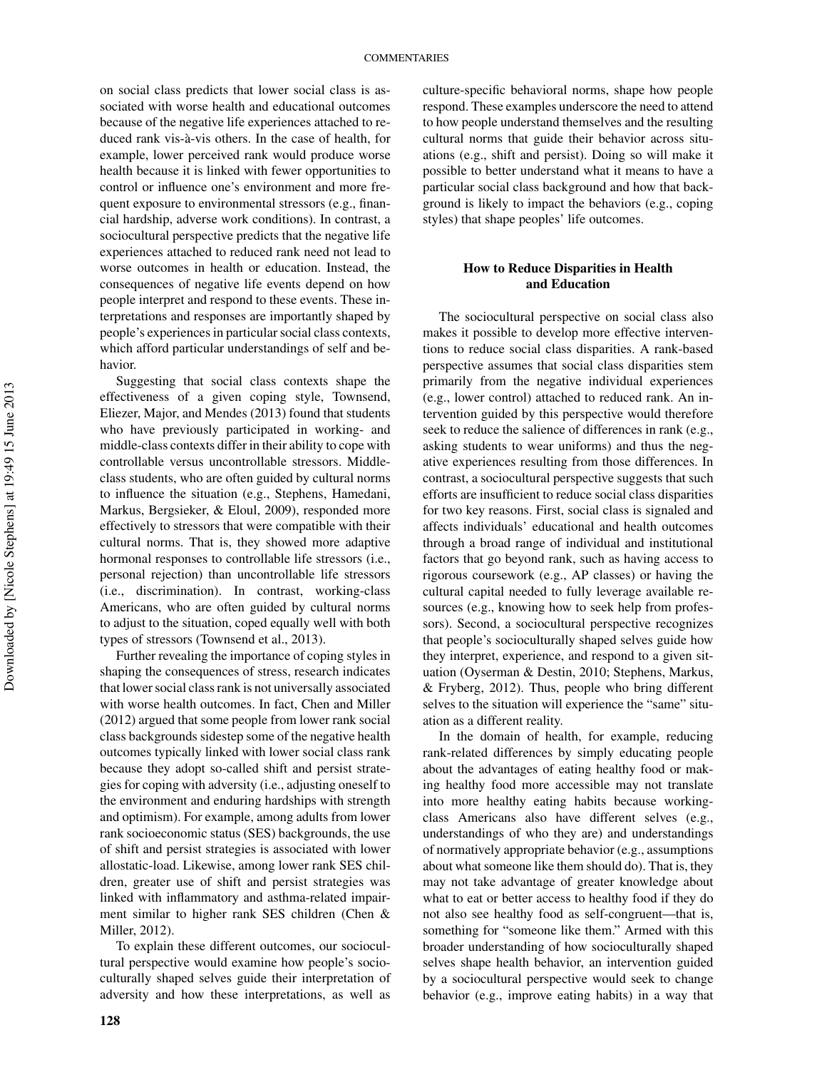on social class predicts that lower social class is associated with worse health and educational outcomes because of the negative life experiences attached to reduced rank vis-à-vis others. In the case of health, for example, lower perceived rank would produce worse health because it is linked with fewer opportunities to control or influence one's environment and more frequent exposure to environmental stressors (e.g., financial hardship, adverse work conditions). In contrast, a sociocultural perspective predicts that the negative life experiences attached to reduced rank need not lead to worse outcomes in health or education. Instead, the consequences of negative life events depend on how people interpret and respond to these events. These interpretations and responses are importantly shaped by people's experiences in particular social class contexts, which afford particular understandings of self and behavior.

Suggesting that social class contexts shape the effectiveness of a given coping style, Townsend, Eliezer, Major, and Mendes (2013) found that students who have previously participated in working- and middle-class contexts differ in their ability to cope with controllable versus uncontrollable stressors. Middle-class students, who are often guided by cultural norms to influence the situation (e.g., Stephens, Hamedani, Markus, Bergsieker, & Eloul, 2009), responded more effectively to stressors that were compatible with their cultural norms. That is, they showed more adaptive hormonal responses to controllable life stressors (i.e., personal rejection) than uncontrollable life stressors (i.e., discrimination). In contrast, working-class Americans, who are often guided by cultural norms to adjust to the situation, coped equally well with both types of stressors (Townsend et al., 2013).

Further revealing the importance of coping styles in shaping the consequences of stress, research indicates that lower social class rank is not universally associated with worse health outcomes. In fact, Chen and Miller (2012) argued that some people from lower rank social class backgrounds sidestep some of the negative health outcomes typically linked with lower social class rank because they adopt so-called shift and persist strategies for coping with adversity (i.e., adjusting oneself to the environment and enduring hardships with strength and optimism). For example, among adults from lower rank socioeconomic status (SES) backgrounds, the use of shift and persist strategies is associated with lower allostatic-load. Likewise, among lower rank SES children, greater use of shift and persist strategies was linked with inflammatory and asthma-related impairment similar to higher rank SES children (Chen & Miller, 2012).

To explain these different outcomes, our sociocultural perspective would examine how people's socioculturally shaped selves guide their interpretation of adversity and how these interpretations, as well as culture-specific behavioral norms, shape how people respond. These examples underscore the need to attend to how people understand themselves and the resulting cultural norms that guide their behavior across situations (e.g., shift and persist). Doing so will make it possible to better understand what it means to have a particular social class background and how that background is likely to impact the behaviors (e.g., coping styles) that shape peoples' life outcomes.

## How to Reduce Disparities in Health and Education

The sociocultural perspective on social class also makes it possible to develop more effective interventions to reduce social class disparities. A rank-based perspective assumes that social class disparities stem primarily from the negative individual experiences (e.g., lower control) attached to reduced rank. An intervention guided by this perspective would therefore seek to reduce the salience of differences in rank (e.g., asking students to wear uniforms) and thus the negative experiences resulting from those differences. In contrast, a sociocultural perspective suggests that such efforts are insufficient to reduce social class disparities for two key reasons. First, social class is signaled and affects individuals' educational and health outcomes through a broad range of individual and institutional factors that go beyond rank, such as having access to rigorous coursework (e.g., AP classes) or having the cultural capital needed to fully leverage available resources (e.g., knowing how to seek help from professors). Second, a sociocultural perspective recognizes that people's socioculturally shaped selves guide how they interpret, experience, and respond to a given situation (Oyserman & Destin, 2010; Stephens, Markus, & Fryberg, 2012). Thus, people who bring different selves to the situation will experience the "same" situation as a different reality.

In the domain of health, for example, reducing rank-related differences by simply educating people about the advantages of eating healthy food or making healthy food more accessible may not translate into more healthy eating habits because working-class Americans also have different selves (e.g., understandings of who they are) and understandings of normatively appropriate behavior (e.g., assumptions about what someone like them should do). That is, they may not take advantage of greater knowledge about what to eat or better access to healthy food if they do not also see healthy food as self-congruent—that is, something for "someone like them." Armed with this broader understanding of how socioculturally shaped selves shape health behavior, an intervention guided by a sociocultural perspective would seek to change behavior (e.g., improve eating habits) in a way that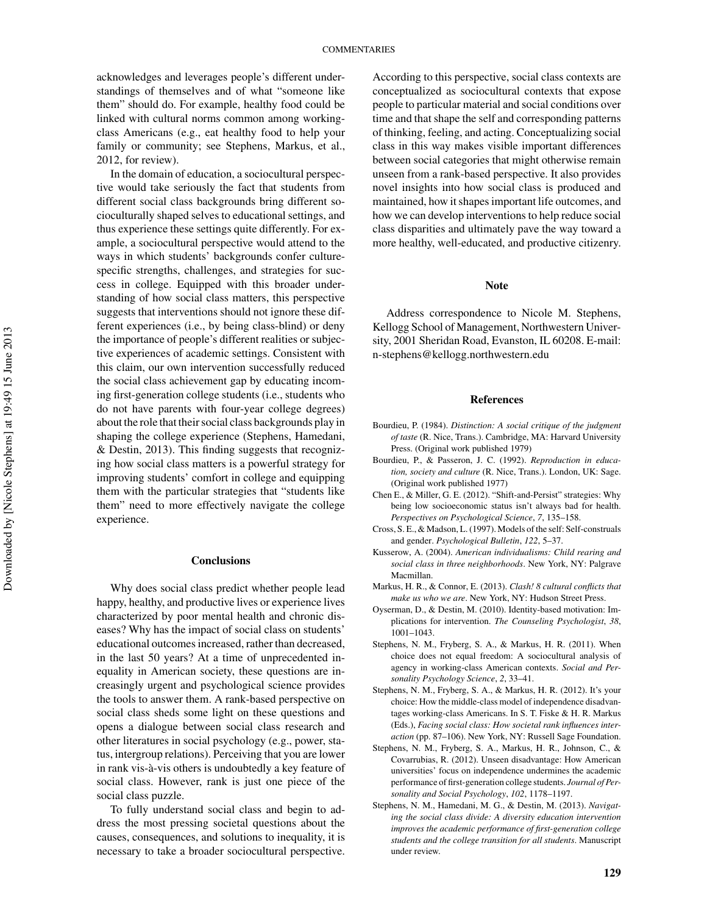acknowledges and leverages people's different understandings of themselves and of what "someone like them" should do. For example, healthy food could be linked with cultural norms common among working-class Americans (e.g., eat healthy food to help your family or community; see Stephens, Markus, et al., 2012, for review).

In the domain of education, a sociocultural perspective would take seriously the fact that students from different social class backgrounds bring different socioculturally shaped selves to educational settings, and thus experience these settings quite differently. For example, a sociocultural perspective would attend to the ways in which students' backgrounds confer culture-specific strengths, challenges, and strategies for success in college. Equipped with this broader understanding of how social class matters, this perspective suggests that interventions should not ignore these different experiences (i.e., by being class-blind) or deny the importance of people's different realities or subjective experiences of academic settings. Consistent with this claim, our own intervention successfully reduced the social class achievement gap by educating incoming first-generation college students (i.e., students who do not have parents with four-year college degrees) about the role that their social class backgrounds play in shaping the college experience (Stephens, Hamedani, & Destin, 2013). This finding suggests that recognizing how social class matters is a powerful strategy for improving students' comfort in college and equipping them with the particular strategies that "students like them" need to more effectively navigate the college experience.

## Conclusions

Why does social class predict whether people lead happy, healthy, and productive lives or experience lives characterized by poor mental health and chronic diseases? Why has the impact of social class on students' educational outcomes increased, rather than decreased, in the last 50 years? At a time of unprecedented inequality in American society, these questions are increasingly urgent and psychological science provides the tools to answer them. A rank-based perspective on social class sheds some light on these questions and opens a dialogue between social class research and other literatures in social psychology (e.g., power, status, intergroup relations). Perceiving that you are lower in rank vis-à-vis others is undoubtedly a key feature of social class. However, rank is just one piece of the social class puzzle.

To fully understand social class and begin to address the most pressing societal questions about the causes, consequences, and solutions to inequality, it is necessary to take a broader sociocultural perspective. According to this perspective, social class contexts are conceptualized as sociocultural contexts that expose people to particular material and social conditions over time and that shape the self and corresponding patterns of thinking, feeling, and acting. Conceptualizing social class in this way makes visible important differences between social categories that might otherwise remain unseen from a rank-based perspective. It also provides novel insights into how social class is produced and maintained, how it shapes important life outcomes, and how we can develop interventions to help reduce social class disparities and ultimately pave the way toward a more healthy, well-educated, and productive citizenry.

## Note

Address correspondence to Nicole M. Stephens, Kellogg School of Management, Northwestern University, 2001 Sheridan Road, Evanston, IL 60208. E-mail: n-stephens@kellogg.northwestern.edu

## References

Bourdieu, P. (1984). *Distinction: A social critique of the judgment of taste* (R. Nice, Trans.). Cambridge, MA: Harvard University Press. (Original work published 1979)

Bourdieu, P., & Passeron, J. C. (1992). *Reproduction in education, society and culture* (R. Nice, Trans.). London, UK: Sage. (Original work published 1977)

Chen E., & Miller, G. E. (2012). "Shift-and-Persist" strategies: Why being low socioeconomic status isn't always bad for health. *Perspectives on Psychological Science*, *7*, 135–158.

Cross, S. E., & Madson, L. (1997). Models of the self: Self-construals and gender. *Psychological Bulletin*, *122*, 5–37.

Kusserow, A. (2004). *American individualisms: Child rearing and social class in three neighborhoods*. New York, NY: Palgrave Macmillan.

Markus, H. R., & Connor, E. (2013). *Clash! 8 cultural conflicts that make us who we are*. New York, NY: Hudson Street Press.

Oyserman, D., & Destin, M. (2010). Identity-based motivation: Implications for intervention. *The Counseling Psychologist*, *38*, 1001–1043.

Stephens, N. M., Fryberg, S. A., & Markus, H. R. (2011). When choice does not equal freedom: A sociocultural analysis of agency in working-class American contexts. *Social and Personality Psychology Science*, *2*, 33–41.

Stephens, N. M., Fryberg, S. A., & Markus, H. R. (2012). It's your choice: How the middle-class model of independence disadvantages working-class Americans. In S. T. Fiske & H. R. Markus (Eds.), *Facing social class: How societal rank influences interaction* (pp. 87–106). New York, NY: Russell Sage Foundation.

Stephens, N. M., Fryberg, S. A., Markus, H. R., Johnson, C., & Covarrubias, R. (2012). Unseen disadvantage: How American universities' focus on independence undermines the academic performance of first-generation college students. *Journal of Personality and Social Psychology*, *102*, 1178–1197.

Stephens, N. M., Hamedani, M. G., & Destin, M. (2013). *Navigating the social class divide: A diversity education intervention improves the academic performance of first-generation college students and the college transition for all students*. Manuscript under review.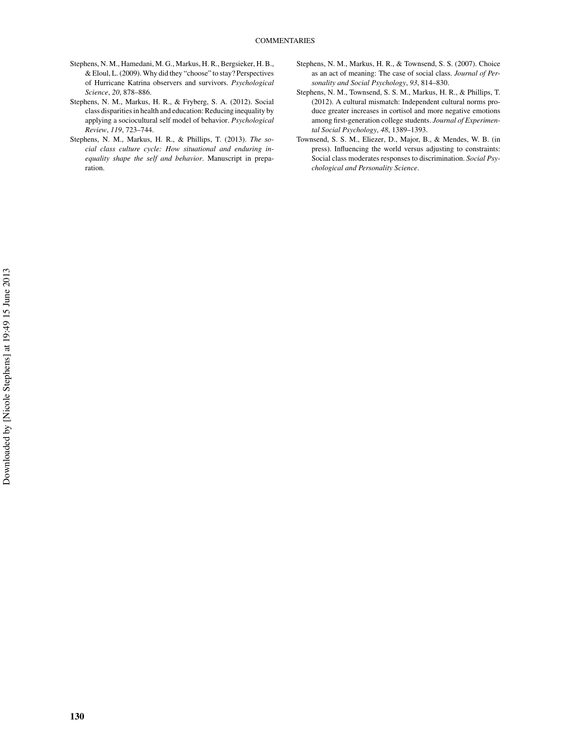Stephens, N. M., Hamedani, M. G., Markus, H. R., Bergsieker, H. B., & Eloul, L. (2009). Why did they "choose" to stay? Perspectives of Hurricane Katrina observers and survivors. *Psychological Science*, *20*, 878–886.

Stephens, N. M., Markus, H. R., & Fryberg, S. A. (2012). Social class disparities in health and education: Reducing inequality by applying a sociocultural self model of behavior. *Psychological Review*, *119*, 723–744.

Stephens, N. M., Markus, H. R., & Phillips, T. (2013). *The social class culture cycle: How situational and enduring inequality shape the self and behavior*. Manuscript in preparation.

Stephens, N. M., Markus, H. R., & Townsend, S. S. (2007). Choice as an act of meaning: The case of social class. *Journal of Personality and Social Psychology*, *93*, 814–830.

Stephens, N. M., Townsend, S. S. M., Markus, H. R., & Phillips, T. (2012). A cultural mismatch: Independent cultural norms produce greater increases in cortisol and more negative emotions among first-generation college students. *Journal of Experimental Social Psychology*, *48*, 1389–1393.

Townsend, S. S. M., Eliezer, D., Major, B., & Mendes, W. B. (in press). Influencing the world versus adjusting to constraints: Social class moderates responses to discrimination. *Social Psychological and Personality Science*.